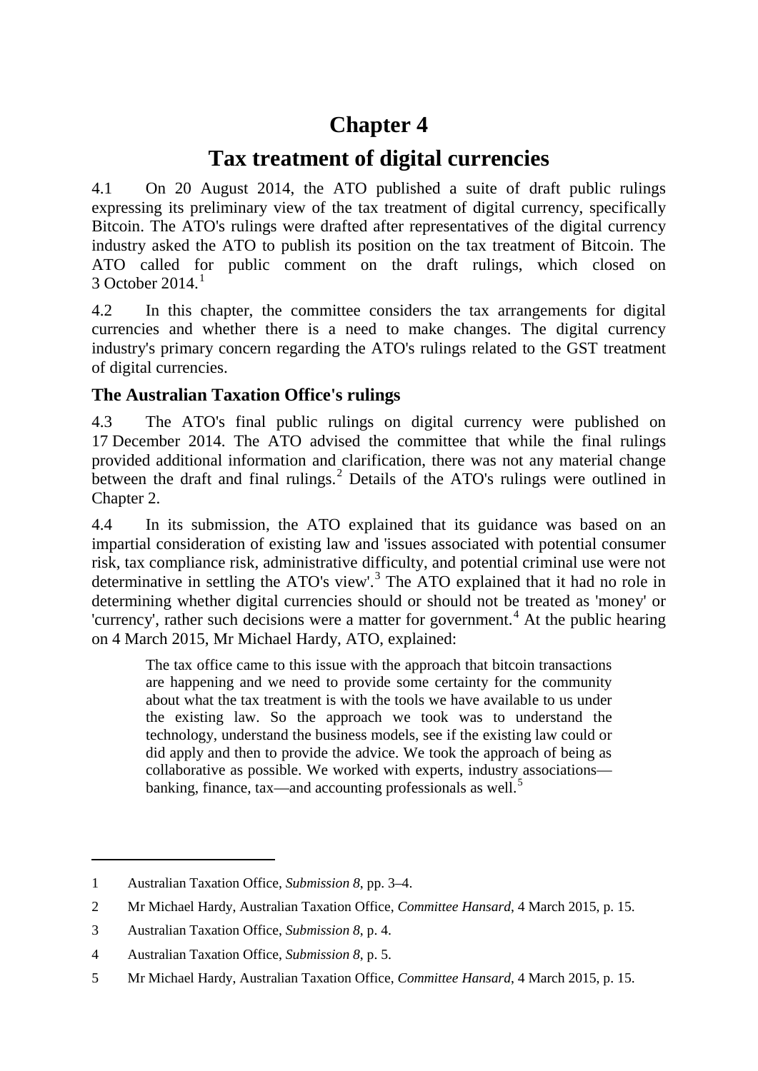# Chapter 4

# Tax treatment of digital currencies

4.1 On 20 August 2014, the ATO published a suite of draft public rulings expressing its preliminary view of the tax treatment of digital currency, specifically Bitcoin. The ATO's rulings were drafted after representatives of the digital currency industry asked the ATO to publish its position on the tax treatment of Bitcoin. The ATO called for public comment on the draft rulings, which closed on 3 October 2014.[1]

4.2 In this chapter, the committee considers the tax arrangements for digital currencies and whether there is a need to make changes. The digital currency industry's primary concern regarding the ATO's rulings related to the GST treatment of digital currencies.

## The Australian Taxation Office's rulings

4.3 The ATO's final public rulings on digital currency were published on 17 December 2014. The ATO advised the committee that while the final rulings provided additional information and clarification, there was not any material change between the draft and final rulings.[2] Details of the ATO's rulings were outlined in Chapter 2.

4.4 In its submission, the ATO explained that its guidance was based on an impartial consideration of existing law and 'issues associated with potential consumer risk, tax compliance risk, administrative difficulty, and potential criminal use were not determinative in settling the ATO's view'.[3] The ATO explained that it had no role in determining whether digital currencies should or should not be treated as 'money' or 'currency', rather such decisions were a matter for government.[4] At the public hearing on 4 March 2015, Mr Michael Hardy, ATO, explained:

> The tax office came to this issue with the approach that bitcoin transactions are happening and we need to provide some certainty for the community about what the tax treatment is with the tools we have available to us under the existing law. So the approach we took was to understand the technology, understand the business models, see if the existing law could or did apply and then to provide the advice. We took the approach of being as collaborative as possible. We worked with experts, industry associations—banking, finance, tax—and accounting professionals as well.[5]

---

1 Australian Taxation Office, *Submission 8*, pp. 3–4.

2 Mr Michael Hardy, Australian Taxation Office, *Committee Hansard*, 4 March 2015, p. 15.

3 Australian Taxation Office, *Submission 8*, p. 4.

4 Australian Taxation Office, *Submission 8*, p. 5.

5 Mr Michael Hardy, Australian Taxation Office, *Committee Hansard*, 4 March 2015, p. 15.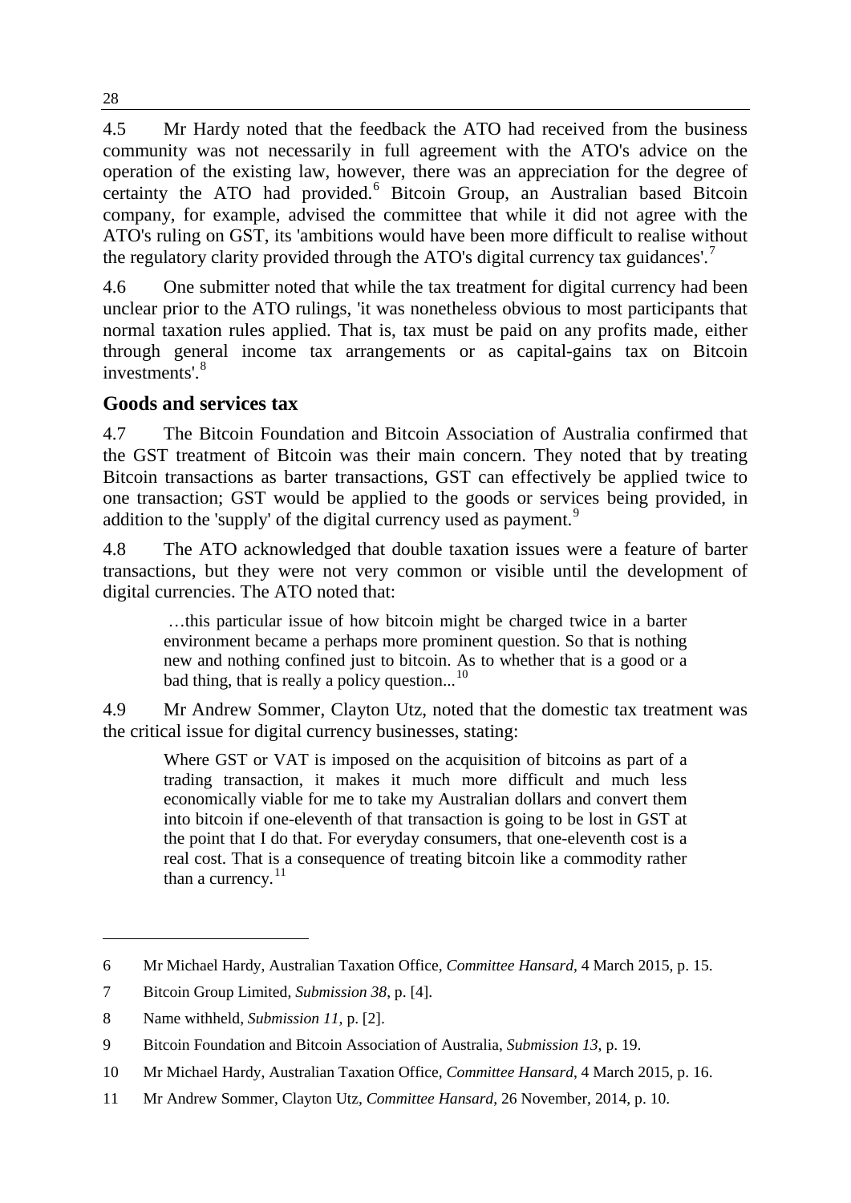4.5 Mr Hardy noted that the feedback the ATO had received from the business community was not necessarily in full agreement with the ATO's advice on the operation of the existing law, however, there was an appreciation for the degree of certainty the ATO had provided.[6] Bitcoin Group, an Australian based Bitcoin company, for example, advised the committee that while it did not agree with the ATO's ruling on GST, its 'ambitions would have been more difficult to realise without the regulatory clarity provided through the ATO's digital currency tax guidances'.[7]

4.6 One submitter noted that while the tax treatment for digital currency had been unclear prior to the ATO rulings, 'it was nonetheless obvious to most participants that normal taxation rules applied. That is, tax must be paid on any profits made, either through general income tax arrangements or as capital-gains tax on Bitcoin investments'.[8]

## Goods and services tax

4.7 The Bitcoin Foundation and Bitcoin Association of Australia confirmed that the GST treatment of Bitcoin was their main concern. They noted that by treating Bitcoin transactions as barter transactions, GST can effectively be applied twice to one transaction; GST would be applied to the goods or services being provided, in addition to the 'supply' of the digital currency used as payment.[9]

4.8 The ATO acknowledged that double taxation issues were a feature of barter transactions, but they were not very common or visible until the development of digital currencies. The ATO noted that:

> …this particular issue of how bitcoin might be charged twice in a barter environment became a perhaps more prominent question. So that is nothing new and nothing confined just to bitcoin. As to whether that is a good or a bad thing, that is really a policy question...[10]

4.9 Mr Andrew Sommer, Clayton Utz, noted that the domestic tax treatment was the critical issue for digital currency businesses, stating:

> Where GST or VAT is imposed on the acquisition of bitcoins as part of a trading transaction, it makes it much more difficult and much less economically viable for me to take my Australian dollars and convert them into bitcoin if one-eleventh of that transaction is going to be lost in GST at the point that I do that. For everyday consumers, that one-eleventh cost is a real cost. That is a consequence of treating bitcoin like a commodity rather than a currency.[11]

---

6 Mr Michael Hardy, Australian Taxation Office, *Committee Hansard*, 4 March 2015, p. 15.

7 Bitcoin Group Limited, *Submission 38*, p. [4].

8 Name withheld, *Submission 11*, p. [2].

9 Bitcoin Foundation and Bitcoin Association of Australia, *Submission 13*, p. 19.

10 Mr Michael Hardy, Australian Taxation Office, *Committee Hansard*, 4 March 2015, p. 16.

11 Mr Andrew Sommer, Clayton Utz, *Committee Hansard*, 26 November, 2014, p. 10.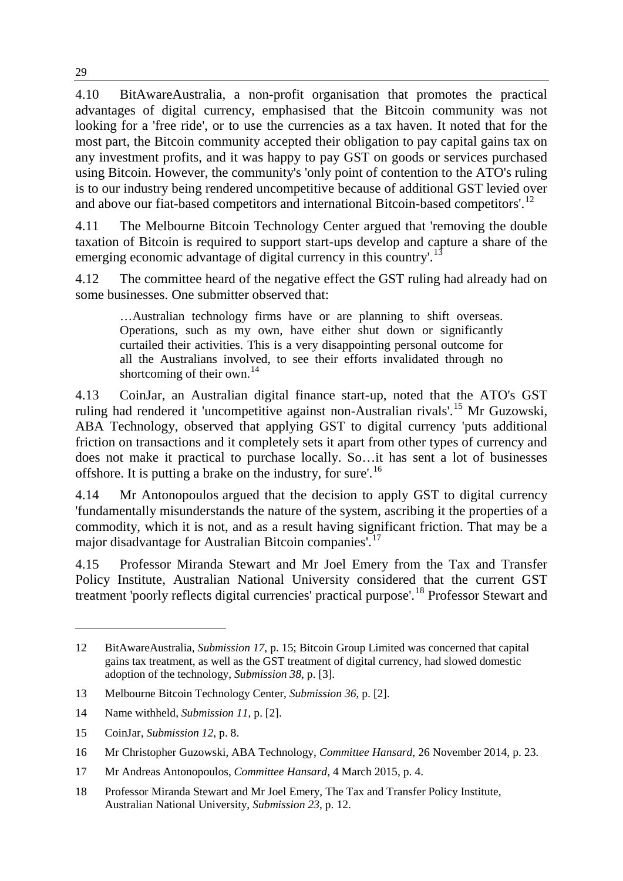4.10 BitAwareAustralia, a non-profit organisation that promotes the practical advantages of digital currency, emphasised that the Bitcoin community was not looking for a 'free ride', or to use the currencies as a tax haven. It noted that for the most part, the Bitcoin community accepted their obligation to pay capital gains tax on any investment profits, and it was happy to pay GST on goods or services purchased using Bitcoin. However, the community's 'only point of contention to the ATO's ruling is to our industry being rendered uncompetitive because of additional GST levied over and above our fiat-based competitors and international Bitcoin-based competitors'.[12]

4.11 The Melbourne Bitcoin Technology Center argued that 'removing the double taxation of Bitcoin is required to support start-ups develop and capture a share of the emerging economic advantage of digital currency in this country'.[13]

4.12 The committee heard of the negative effect the GST ruling had already had on some businesses. One submitter observed that:

> …Australian technology firms have or are planning to shift overseas. Operations, such as my own, have either shut down or significantly curtailed their activities. This is a very disappointing personal outcome for all the Australians involved, to see their efforts invalidated through no shortcoming of their own.[14]

4.13 CoinJar, an Australian digital finance start-up, noted that the ATO's GST ruling had rendered it 'uncompetitive against non-Australian rivals'.[15] Mr Guzowski, ABA Technology, observed that applying GST to digital currency 'puts additional friction on transactions and it completely sets it apart from other types of currency and does not make it practical to purchase locally. So…it has sent a lot of businesses offshore. It is putting a brake on the industry, for sure'.[16]

4.14 Mr Antonopoulos argued that the decision to apply GST to digital currency 'fundamentally misunderstands the nature of the system, ascribing it the properties of a commodity, which it is not, and as a result having significant friction. That may be a major disadvantage for Australian Bitcoin companies'.[17]

4.15 Professor Miranda Stewart and Mr Joel Emery from the Tax and Transfer Policy Institute, Australian National University considered that the current GST treatment 'poorly reflects digital currencies' practical purpose'.[18] Professor Stewart and

---

12 BitAwareAustralia, *Submission 17*, p. 15; Bitcoin Group Limited was concerned that capital gains tax treatment, as well as the GST treatment of digital currency, had slowed domestic adoption of the technology, *Submission 38*, p. [3].

13 Melbourne Bitcoin Technology Center, *Submission 36*, p. [2].

14 Name withheld, *Submission 11*, p. [2].

15 CoinJar, *Submission 12*, p. 8.

16 Mr Christopher Guzowski, ABA Technology, *Committee Hansard*, 26 November 2014, p. 23.

17 Mr Andreas Antonopoulos, *Committee Hansard*, 4 March 2015, p. 4.

18 Professor Miranda Stewart and Mr Joel Emery, The Tax and Transfer Policy Institute, Australian National University, *Submission 23*, p. 12.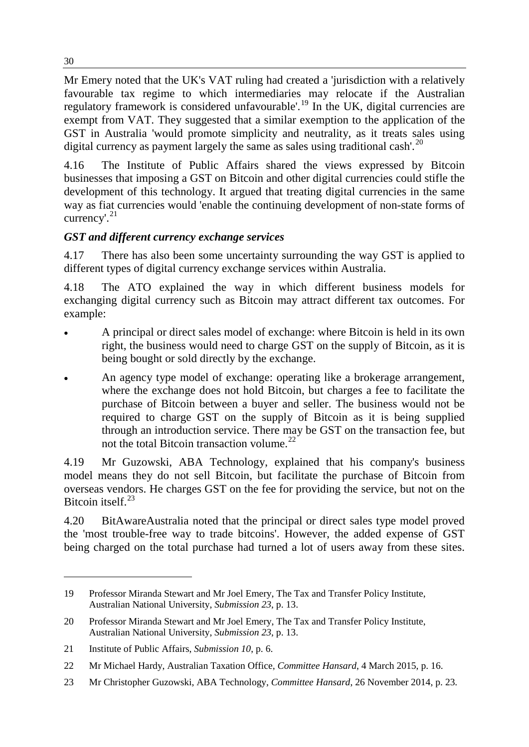Mr Emery noted that the UK's VAT ruling had created a 'jurisdiction with a relatively favourable tax regime to which intermediaries may relocate if the Australian regulatory framework is considered unfavourable'.[19] In the UK, digital currencies are exempt from VAT. They suggested that a similar exemption to the application of the GST in Australia 'would promote simplicity and neutrality, as it treats sales using digital currency as payment largely the same as sales using traditional cash'.[20]

4.16 The Institute of Public Affairs shared the views expressed by Bitcoin businesses that imposing a GST on Bitcoin and other digital currencies could stifle the development of this technology. It argued that treating digital currencies in the same way as fiat currencies would 'enable the continuing development of non-state forms of currency'.[21]

### *GST and different currency exchange services*

4.17 There has also been some uncertainty surrounding the way GST is applied to different types of digital currency exchange services within Australia.

4.18 The ATO explained the way in which different business models for exchanging digital currency such as Bitcoin may attract different tax outcomes. For example:

- A principal or direct sales model of exchange: where Bitcoin is held in its own right, the business would need to charge GST on the supply of Bitcoin, as it is being bought or sold directly by the exchange.
- An agency type model of exchange: operating like a brokerage arrangement, where the exchange does not hold Bitcoin, but charges a fee to facilitate the purchase of Bitcoin between a buyer and seller. The business would not be required to charge GST on the supply of Bitcoin as it is being supplied through an introduction service. There may be GST on the transaction fee, but not the total Bitcoin transaction volume.[22]

4.19 Mr Guzowski, ABA Technology, explained that his company's business model means they do not sell Bitcoin, but facilitate the purchase of Bitcoin from overseas vendors. He charges GST on the fee for providing the service, but not on the Bitcoin itself.[23]

4.20 BitAwareAustralia noted that the principal or direct sales type model proved the 'most trouble-free way to trade bitcoins'. However, the added expense of GST being charged on the total purchase had turned a lot of users away from these sites.

---

19 Professor Miranda Stewart and Mr Joel Emery, The Tax and Transfer Policy Institute, Australian National University, *Submission 23*, p. 13.

20 Professor Miranda Stewart and Mr Joel Emery, The Tax and Transfer Policy Institute, Australian National University, *Submission 23*, p. 13.

21 Institute of Public Affairs, *Submission 10*, p. 6.

22 Mr Michael Hardy, Australian Taxation Office, *Committee Hansard*, 4 March 2015, p. 16.

23 Mr Christopher Guzowski, ABA Technology, *Committee Hansard*, 26 November 2014, p. 23.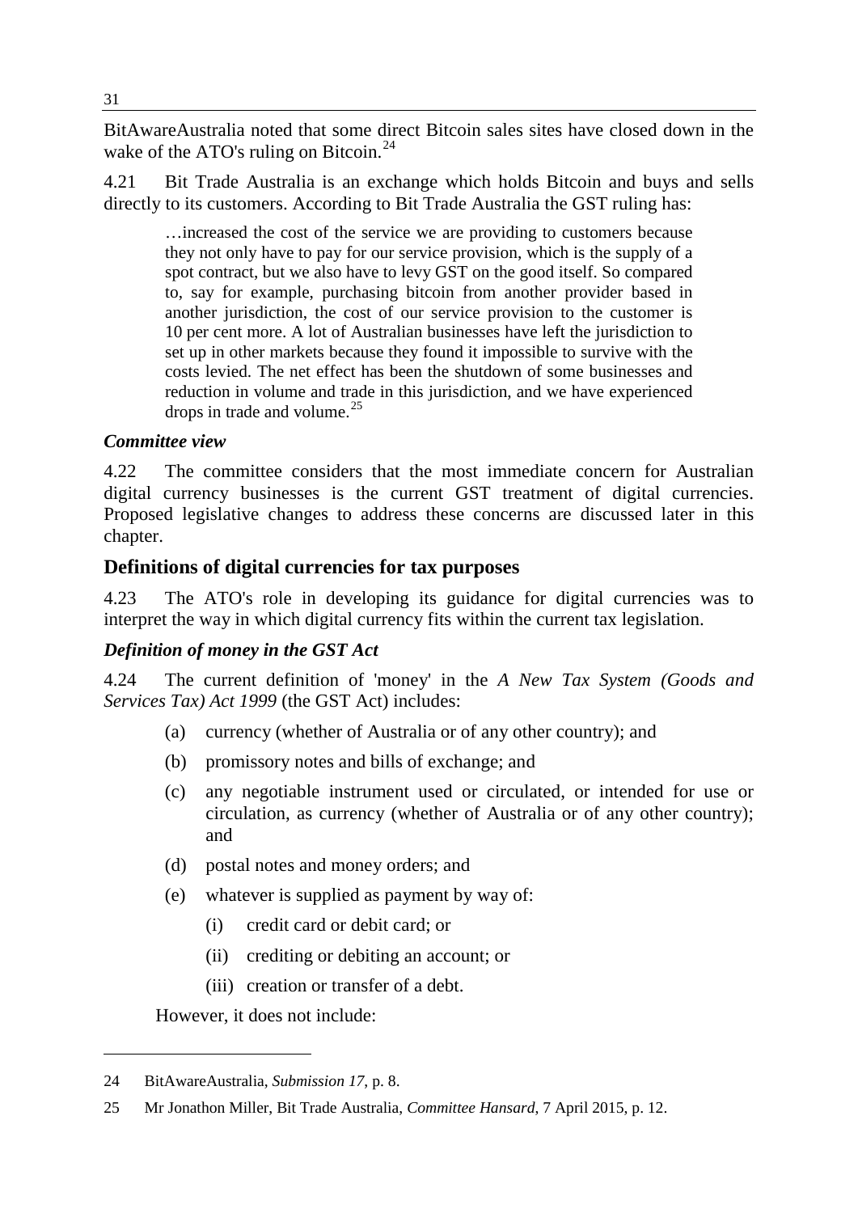BitAwareAustralia noted that some direct Bitcoin sales sites have closed down in the wake of the ATO's ruling on Bitcoin.[24]

4.21 Bit Trade Australia is an exchange which holds Bitcoin and buys and sells directly to its customers. According to Bit Trade Australia the GST ruling has:

> …increased the cost of the service we are providing to customers because they not only have to pay for our service provision, which is the supply of a spot contract, but we also have to levy GST on the good itself. So compared to, say for example, purchasing bitcoin from another provider based in another jurisdiction, the cost of our service provision to the customer is 10 per cent more. A lot of Australian businesses have left the jurisdiction to set up in other markets because they found it impossible to survive with the costs levied. The net effect has been the shutdown of some businesses and reduction in volume and trade in this jurisdiction, and we have experienced drops in trade and volume.[25]

### *Committee view*

4.22 The committee considers that the most immediate concern for Australian digital currency businesses is the current GST treatment of digital currencies. Proposed legislative changes to address these concerns are discussed later in this chapter.

## Definitions of digital currencies for tax purposes

4.23 The ATO's role in developing its guidance for digital currencies was to interpret the way in which digital currency fits within the current tax legislation.

### *Definition of money in the GST Act*

4.24 The current definition of 'money' in the *A New Tax System (Goods and Services Tax) Act 1999* (the GST Act) includes:

- (a) currency (whether of Australia or of any other country); and
- (b) promissory notes and bills of exchange; and
- (c) any negotiable instrument used or circulated, or intended for use or circulation, as currency (whether of Australia or of any other country); and
- (d) postal notes and money orders; and
- (e) whatever is supplied as payment by way of:
  - (i) credit card or debit card; or
  - (ii) crediting or debiting an account; or
  - (iii) creation or transfer of a debt.

However, it does not include:

---

24 BitAwareAustralia, *Submission 17*, p. 8.

25 Mr Jonathon Miller, Bit Trade Australia, *Committee Hansard*, 7 April 2015, p. 12.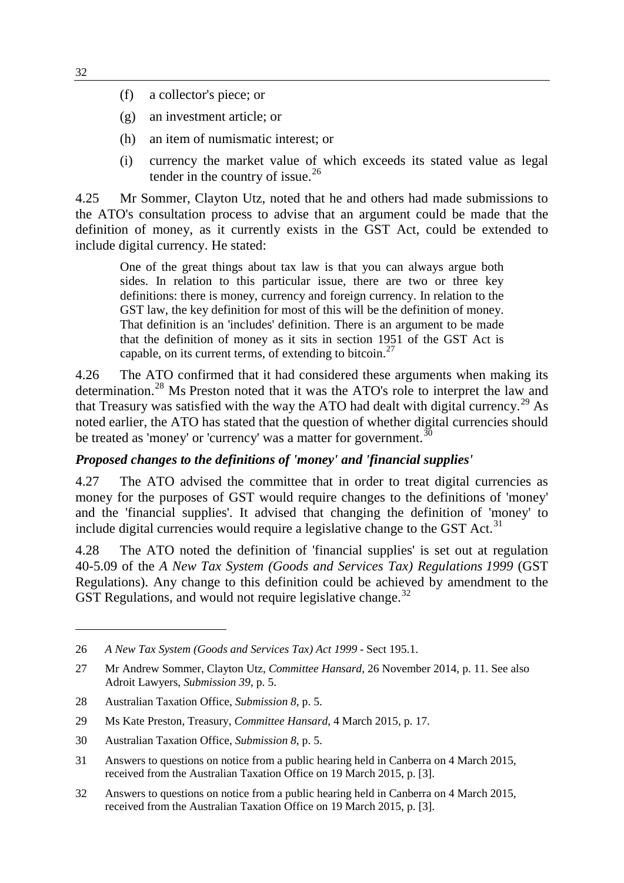(f) a collector's piece; or

(g) an investment article; or

(h) an item of numismatic interest; or

(i) currency the market value of which exceeds its stated value as legal tender in the country of issue.[26]

4.25 Mr Sommer, Clayton Utz, noted that he and others had made submissions to the ATO's consultation process to advise that an argument could be made that the definition of money, as it currently exists in the GST Act, could be extended to include digital currency. He stated:

> One of the great things about tax law is that you can always argue both sides. In relation to this particular issue, there are two or three key definitions: there is money, currency and foreign currency. In relation to the GST law, the key definition for most of this will be the definition of money. That definition is an 'includes' definition. There is an argument to be made that the definition of money as it sits in section 1951 of the GST Act is capable, on its current terms, of extending to bitcoin.[27]

4.26 The ATO confirmed that it had considered these arguments when making its determination.[28] Ms Preston noted that it was the ATO's role to interpret the law and that Treasury was satisfied with the way the ATO had dealt with digital currency.[29] As noted earlier, the ATO has stated that the question of whether digital currencies should be treated as 'money' or 'currency' was a matter for government.[30]

### *Proposed changes to the definitions of 'money' and 'financial supplies'*

4.27 The ATO advised the committee that in order to treat digital currencies as money for the purposes of GST would require changes to the definitions of 'money' and the 'financial supplies'. It advised that changing the definition of 'money' to include digital currencies would require a legislative change to the GST Act.[31]

4.28 The ATO noted the definition of 'financial supplies' is set out at regulation 40-5.09 of the *A New Tax System (Goods and Services Tax) Regulations 1999* (GST Regulations). Any change to this definition could be achieved by amendment to the GST Regulations, and would not require legislative change.[32]

---

26 *A New Tax System (Goods and Services Tax) Act 1999* - Sect 195.1.

27 Mr Andrew Sommer, Clayton Utz, *Committee Hansard*, 26 November 2014, p. 11. See also Adroit Lawyers, *Submission 39*, p. 5.

28 Australian Taxation Office, *Submission 8*, p. 5.

29 Ms Kate Preston, Treasury, *Committee Hansard*, 4 March 2015, p. 17.

30 Australian Taxation Office, *Submission 8*, p. 5.

31 Answers to questions on notice from a public hearing held in Canberra on 4 March 2015, received from the Australian Taxation Office on 19 March 2015, p. [3].

32 Answers to questions on notice from a public hearing held in Canberra on 4 March 2015, received from the Australian Taxation Office on 19 March 2015, p. [3].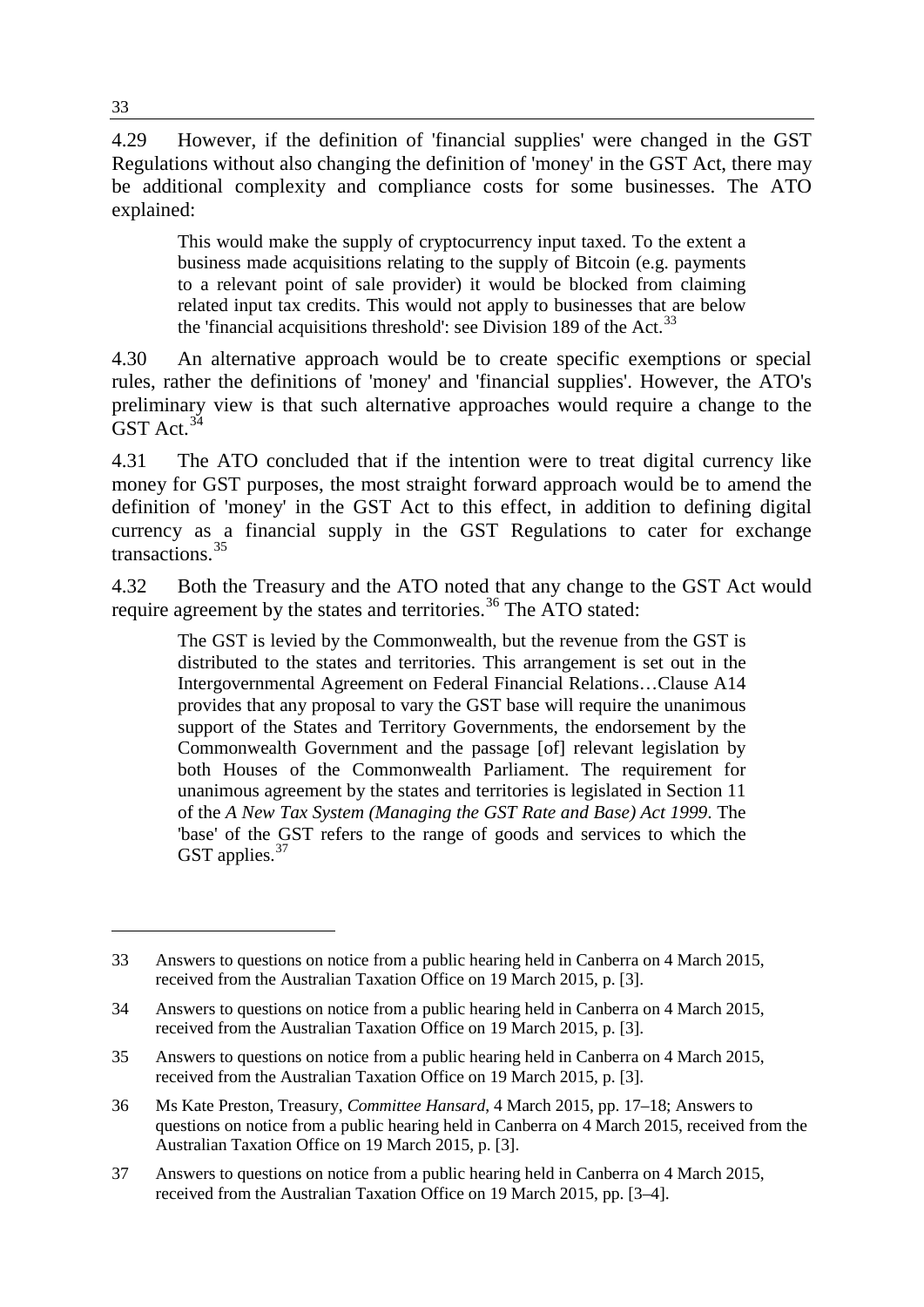4.29 However, if the definition of 'financial supplies' were changed in the GST Regulations without also changing the definition of 'money' in the GST Act, there may be additional complexity and compliance costs for some businesses. The ATO explained:

> This would make the supply of cryptocurrency input taxed. To the extent a business made acquisitions relating to the supply of Bitcoin (e.g. payments to a relevant point of sale provider) it would be blocked from claiming related input tax credits. This would not apply to businesses that are below the 'financial acquisitions threshold': see Division 189 of the Act.[33]

4.30 An alternative approach would be to create specific exemptions or special rules, rather the definitions of 'money' and 'financial supplies'. However, the ATO's preliminary view is that such alternative approaches would require a change to the GST Act.[34]

4.31 The ATO concluded that if the intention were to treat digital currency like money for GST purposes, the most straight forward approach would be to amend the definition of 'money' in the GST Act to this effect, in addition to defining digital currency as a financial supply in the GST Regulations to cater for exchange transactions.[35]

4.32 Both the Treasury and the ATO noted that any change to the GST Act would require agreement by the states and territories.[36] The ATO stated:

> The GST is levied by the Commonwealth, but the revenue from the GST is distributed to the states and territories. This arrangement is set out in the Intergovernmental Agreement on Federal Financial Relations…Clause A14 provides that any proposal to vary the GST base will require the unanimous support of the States and Territory Governments, the endorsement by the Commonwealth Government and the passage [of] relevant legislation by both Houses of the Commonwealth Parliament. The requirement for unanimous agreement by the states and territories is legislated in Section 11 of the *A New Tax System (Managing the GST Rate and Base) Act 1999*. The 'base' of the GST refers to the range of goods and services to which the GST applies.[37]

---

33 Answers to questions on notice from a public hearing held in Canberra on 4 March 2015, received from the Australian Taxation Office on 19 March 2015, p. [3].

34 Answers to questions on notice from a public hearing held in Canberra on 4 March 2015, received from the Australian Taxation Office on 19 March 2015, p. [3].

35 Answers to questions on notice from a public hearing held in Canberra on 4 March 2015, received from the Australian Taxation Office on 19 March 2015, p. [3].

36 Ms Kate Preston, Treasury, *Committee Hansard*, 4 March 2015, pp. 17–18; Answers to questions on notice from a public hearing held in Canberra on 4 March 2015, received from the Australian Taxation Office on 19 March 2015, p. [3].

37 Answers to questions on notice from a public hearing held in Canberra on 4 March 2015, received from the Australian Taxation Office on 19 March 2015, pp. [3–4].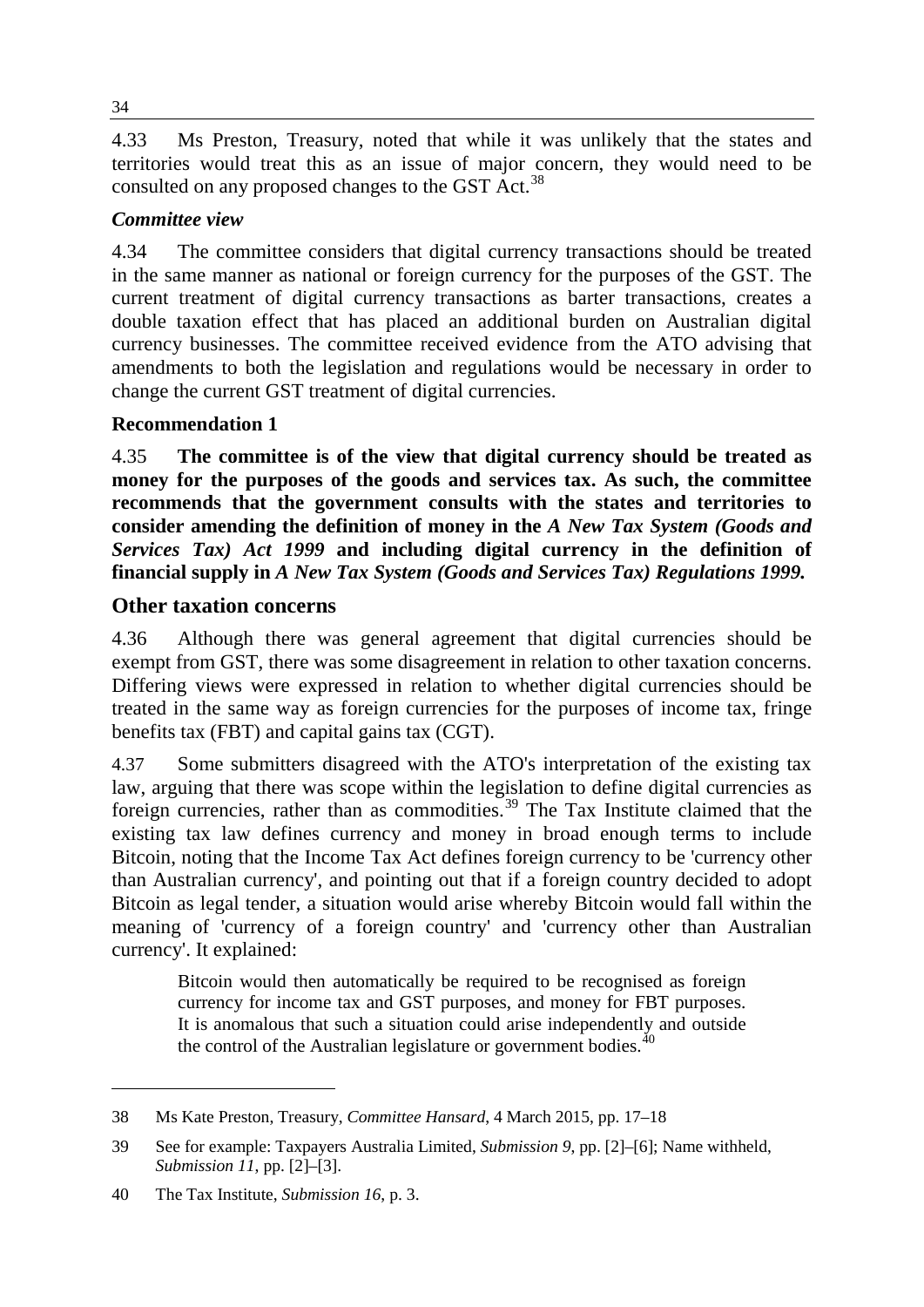4.33 Ms Preston, Treasury, noted that while it was unlikely that the states and territories would treat this as an issue of major concern, they would need to be consulted on any proposed changes to the GST Act.[38]

### *Committee view*

4.34 The committee considers that digital currency transactions should be treated in the same manner as national or foreign currency for the purposes of the GST. The current treatment of digital currency transactions as barter transactions, creates a double taxation effect that has placed an additional burden on Australian digital currency businesses. The committee received evidence from the ATO advising that amendments to both the legislation and regulations would be necessary in order to change the current GST treatment of digital currencies.

### **Recommendation 1**

4.35 **The committee is of the view that digital currency should be treated as money for the purposes of the goods and services tax. As such, the committee recommends that the government consults with the states and territories to consider amending the definition of money in the *A New Tax System (Goods and Services Tax) Act 1999* and including digital currency in the definition of financial supply in *A New Tax System (Goods and Services Tax) Regulations 1999.***

## Other taxation concerns

4.36 Although there was general agreement that digital currencies should be exempt from GST, there was some disagreement in relation to other taxation concerns. Differing views were expressed in relation to whether digital currencies should be treated in the same way as foreign currencies for the purposes of income tax, fringe benefits tax (FBT) and capital gains tax (CGT).

4.37 Some submitters disagreed with the ATO's interpretation of the existing tax law, arguing that there was scope within the legislation to define digital currencies as foreign currencies, rather than as commodities.[39] The Tax Institute claimed that the existing tax law defines currency and money in broad enough terms to include Bitcoin, noting that the Income Tax Act defines foreign currency to be 'currency other than Australian currency', and pointing out that if a foreign country decided to adopt Bitcoin as legal tender, a situation would arise whereby Bitcoin would fall within the meaning of 'currency of a foreign country' and 'currency other than Australian currency'. It explained:

> Bitcoin would then automatically be required to be recognised as foreign currency for income tax and GST purposes, and money for FBT purposes. It is anomalous that such a situation could arise independently and outside the control of the Australian legislature or government bodies.[40]

---

38 Ms Kate Preston, Treasury, *Committee Hansard*, 4 March 2015, pp. 17–18

39 See for example: Taxpayers Australia Limited, *Submission 9*, pp. [2]–[6]; Name withheld, *Submission 11*, pp. [2]–[3].

40 The Tax Institute, *Submission 16*, p. 3.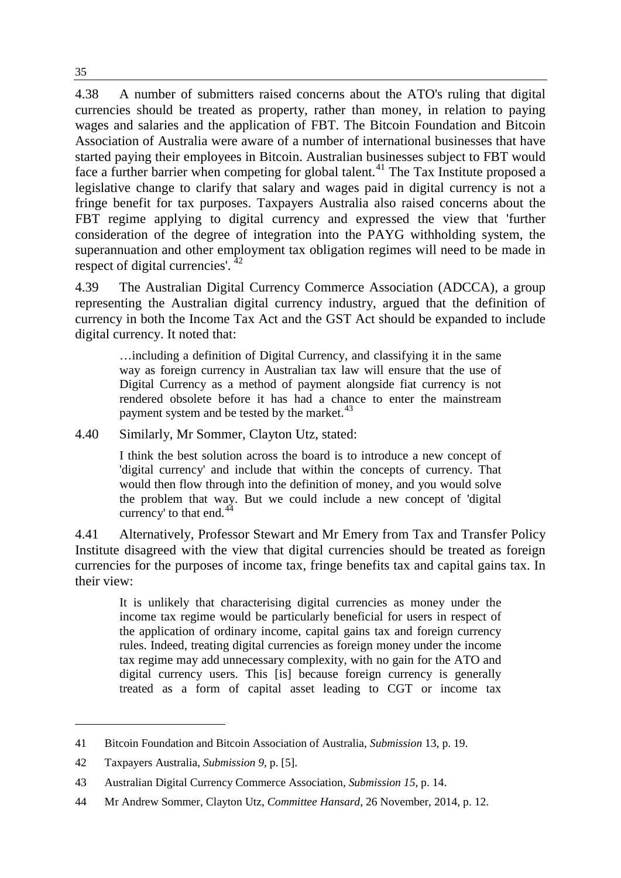4.38 A number of submitters raised concerns about the ATO's ruling that digital currencies should be treated as property, rather than money, in relation to paying wages and salaries and the application of FBT. The Bitcoin Foundation and Bitcoin Association of Australia were aware of a number of international businesses that have started paying their employees in Bitcoin. Australian businesses subject to FBT would face a further barrier when competing for global talent.[41] The Tax Institute proposed a legislative change to clarify that salary and wages paid in digital currency is not a fringe benefit for tax purposes. Taxpayers Australia also raised concerns about the FBT regime applying to digital currency and expressed the view that 'further consideration of the degree of integration into the PAYG withholding system, the superannuation and other employment tax obligation regimes will need to be made in respect of digital currencies'.[42]

4.39 The Australian Digital Currency Commerce Association (ADCCA), a group representing the Australian digital currency industry, argued that the definition of currency in both the Income Tax Act and the GST Act should be expanded to include digital currency. It noted that:

> …including a definition of Digital Currency, and classifying it in the same way as foreign currency in Australian tax law will ensure that the use of Digital Currency as a method of payment alongside fiat currency is not rendered obsolete before it has had a chance to enter the mainstream payment system and be tested by the market.[43]

4.40 Similarly, Mr Sommer, Clayton Utz, stated:

> I think the best solution across the board is to introduce a new concept of 'digital currency' and include that within the concepts of currency. That would then flow through into the definition of money, and you would solve the problem that way. But we could include a new concept of 'digital currency' to that end.[44]

4.41 Alternatively, Professor Stewart and Mr Emery from Tax and Transfer Policy Institute disagreed with the view that digital currencies should be treated as foreign currencies for the purposes of income tax, fringe benefits tax and capital gains tax. In their view:

> It is unlikely that characterising digital currencies as money under the income tax regime would be particularly beneficial for users in respect of the application of ordinary income, capital gains tax and foreign currency rules. Indeed, treating digital currencies as foreign money under the income tax regime may add unnecessary complexity, with no gain for the ATO and digital currency users. This [is] because foreign currency is generally treated as a form of capital asset leading to CGT or income tax

---

41 Bitcoin Foundation and Bitcoin Association of Australia, *Submission* 13, p. 19.

42 Taxpayers Australia, *Submission 9*, p. [5].

43 Australian Digital Currency Commerce Association, *Submission 15*, p. 14.

44 Mr Andrew Sommer, Clayton Utz, *Committee Hansard*, 26 November, 2014, p. 12.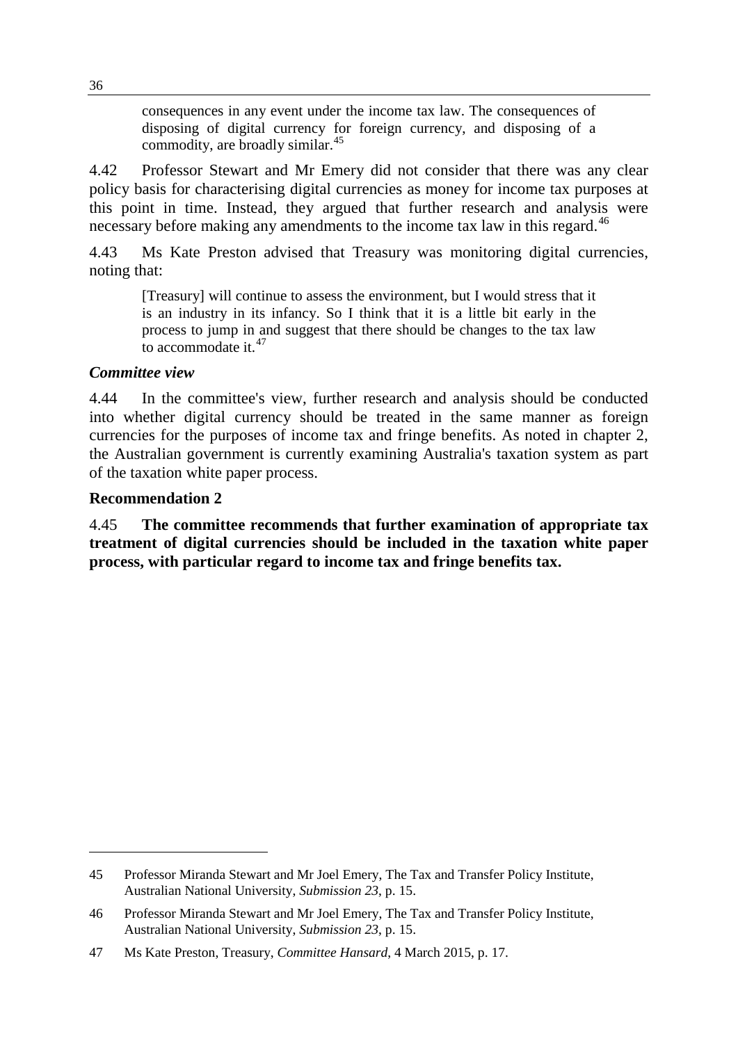consequences in any event under the income tax law. The consequences of disposing of digital currency for foreign currency, and disposing of a commodity, are broadly similar.[45]

4.42 Professor Stewart and Mr Emery did not consider that there was any clear policy basis for characterising digital currencies as money for income tax purposes at this point in time. Instead, they argued that further research and analysis were necessary before making any amendments to the income tax law in this regard.[46]

4.43 Ms Kate Preston advised that Treasury was monitoring digital currencies, noting that:

> [Treasury] will continue to assess the environment, but I would stress that it is an industry in its infancy. So I think that it is a little bit early in the process to jump in and suggest that there should be changes to the tax law to accommodate it.[47]

### *Committee view*

4.44 In the committee's view, further research and analysis should be conducted into whether digital currency should be treated in the same manner as foreign currencies for the purposes of income tax and fringe benefits. As noted in chapter 2, the Australian government is currently examining Australia's taxation system as part of the taxation white paper process.

### Recommendation 2

4.45 **The committee recommends that further examination of appropriate tax treatment of digital currencies should be included in the taxation white paper process, with particular regard to income tax and fringe benefits tax.**

---

45 Professor Miranda Stewart and Mr Joel Emery, The Tax and Transfer Policy Institute, Australian National University, *Submission 23*, p. 15.

46 Professor Miranda Stewart and Mr Joel Emery, The Tax and Transfer Policy Institute, Australian National University, *Submission 23*, p. 15.

47 Ms Kate Preston, Treasury, *Committee Hansard*, 4 March 2015, p. 17.